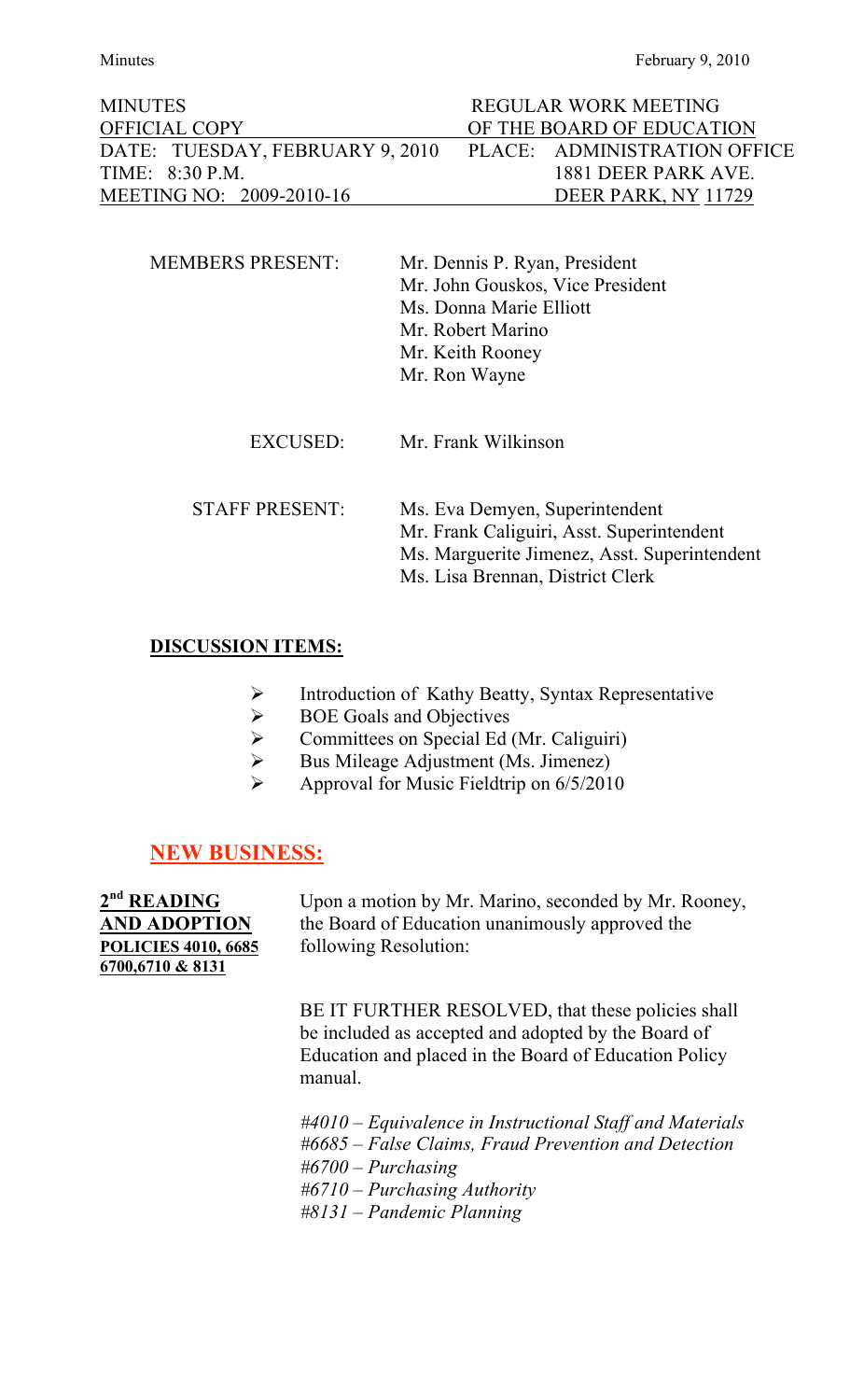| MINUTES | REGULAR WORK MEETING |
|---|---|
| OFFICIAL COPY | OF THE BOARD OF EDUCATION |
| DATE: TUESDAY, FEBRUARY 9, 2010 | PLACE: ADMINISTRATION OFFICE |
| TIME: 8:30 P.M. | 1881 DEER PARK AVE. |
| MEETING NO: 2009-2010-16 | DEER PARK, NY 11729 |

MEMBERS PRESENT: Mr. Dennis P. Ryan, President
Mr. John Gouskos, Vice President
Ms. Donna Marie Elliott
Mr. Robert Marino
Mr. Keith Rooney
Mr. Ron Wayne

EXCUSED: Mr. Frank Wilkinson

STAFF PRESENT: Ms. Eva Demyen, Superintendent
Mr. Frank Caliguiri, Asst. Superintendent
Ms. Marguerite Jimenez, Asst. Superintendent
Ms. Lisa Brennan, District Clerk

**DISCUSSION ITEMS:**

- Introduction of Kathy Beatty, Syntax Representative
- BOE Goals and Objectives
- Committees on Special Ed (Mr. Caliguiri)
- Bus Mileage Adjustment (Ms. Jimenez)
- Approval for Music Fieldtrip on 6/5/2010

## NEW BUSINESS:

**2nd READING AND ADOPTION POLICIES 4010, 6685 6700,6710 & 8131**

Upon a motion by Mr. Marino, seconded by Mr. Rooney, the Board of Education unanimously approved the following Resolution:

BE IT FURTHER RESOLVED, that these policies shall be included as accepted and adopted by the Board of Education and placed in the Board of Education Policy manual.

*#4010 – Equivalence in Instructional Staff and Materials*
*#6685 – False Claims, Fraud Prevention and Detection*
*#6700 – Purchasing*
*#6710 – Purchasing Authority*
*#8131 – Pandemic Planning*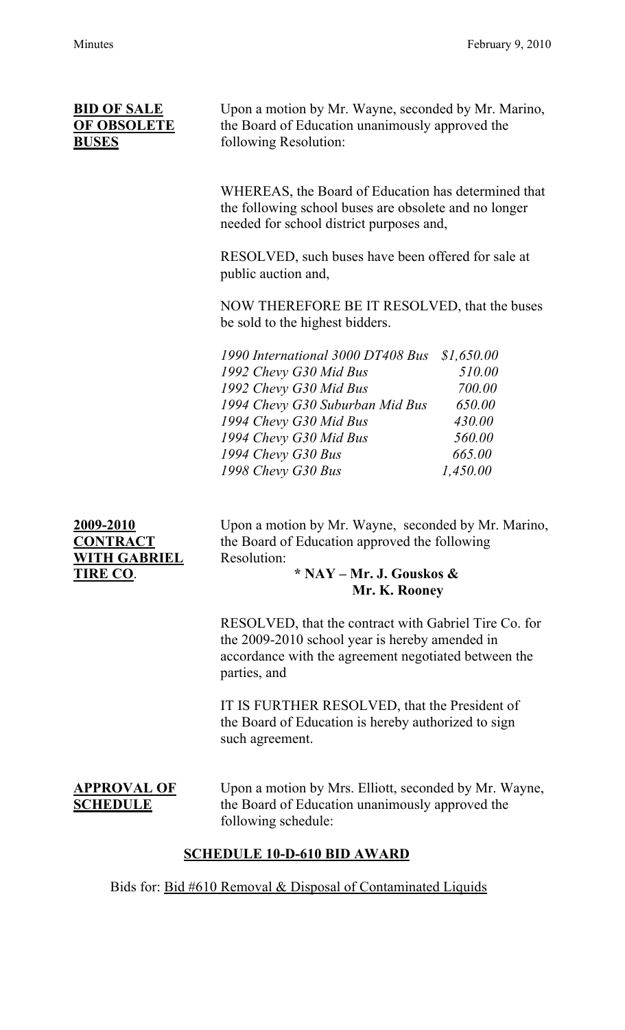**BID OF SALE OF OBSOLETE BUSES**

Upon a motion by Mr. Wayne, seconded by Mr. Marino, the Board of Education unanimously approved the following Resolution:

WHEREAS, the Board of Education has determined that the following school buses are obsolete and no longer needed for school district purposes and,

RESOLVED, such buses have been offered for sale at public auction and,

NOW THEREFORE BE IT RESOLVED, that the buses be sold to the highest bidders.

| | |
|---|---|
| *1990 International 3000 DT408 Bus* | *$1,650.00* |
| *1992 Chevy G30 Mid Bus* | *510.00* |
| *1992 Chevy G30 Mid Bus* | *700.00* |
| *1994 Chevy G30 Suburban Mid Bus* | *650.00* |
| *1994 Chevy G30 Mid Bus* | *430.00* |
| *1994 Chevy G30 Mid Bus* | *560.00* |
| *1994 Chevy G30 Bus* | *665.00* |
| *1998 Chevy G30 Bus* | *1,450.00* |

**2009-2010 CONTRACT WITH GABRIEL TIRE CO.**

Upon a motion by Mr. Wayne, seconded by Mr. Marino, the Board of Education approved the following Resolution:

**\* NAY – Mr. J. Gouskos & Mr. K. Rooney**

RESOLVED, that the contract with Gabriel Tire Co. for the 2009-2010 school year is hereby amended in accordance with the agreement negotiated between the parties, and

IT IS FURTHER RESOLVED, that the President of the Board of Education is hereby authorized to sign such agreement.

**APPROVAL OF SCHEDULE**

Upon a motion by Mrs. Elliott, seconded by Mr. Wayne, the Board of Education unanimously approved the following schedule:

**SCHEDULE 10-D-610 BID AWARD**

Bids for: Bid #610 Removal & Disposal of Contaminated Liquids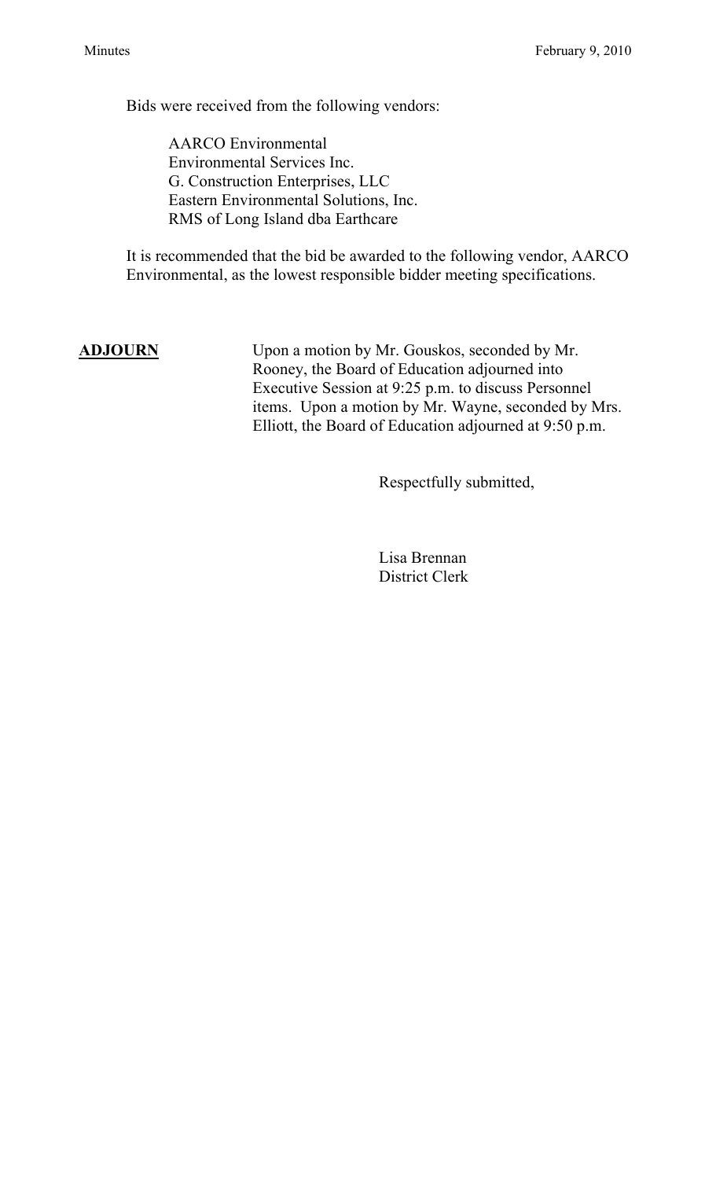Bids were received from the following vendors:

AARCO Environmental
Environmental Services Inc.
G. Construction Enterprises, LLC
Eastern Environmental Solutions, Inc.
RMS of Long Island dba Earthcare

It is recommended that the bid be awarded to the following vendor, AARCO Environmental, as the lowest responsible bidder meeting specifications.

**ADJOURN**

Upon a motion by Mr. Gouskos, seconded by Mr. Rooney, the Board of Education adjourned into Executive Session at 9:25 p.m. to discuss Personnel items. Upon a motion by Mr. Wayne, seconded by Mrs. Elliott, the Board of Education adjourned at 9:50 p.m.

Respectfully submitted,

Lisa Brennan
District Clerk